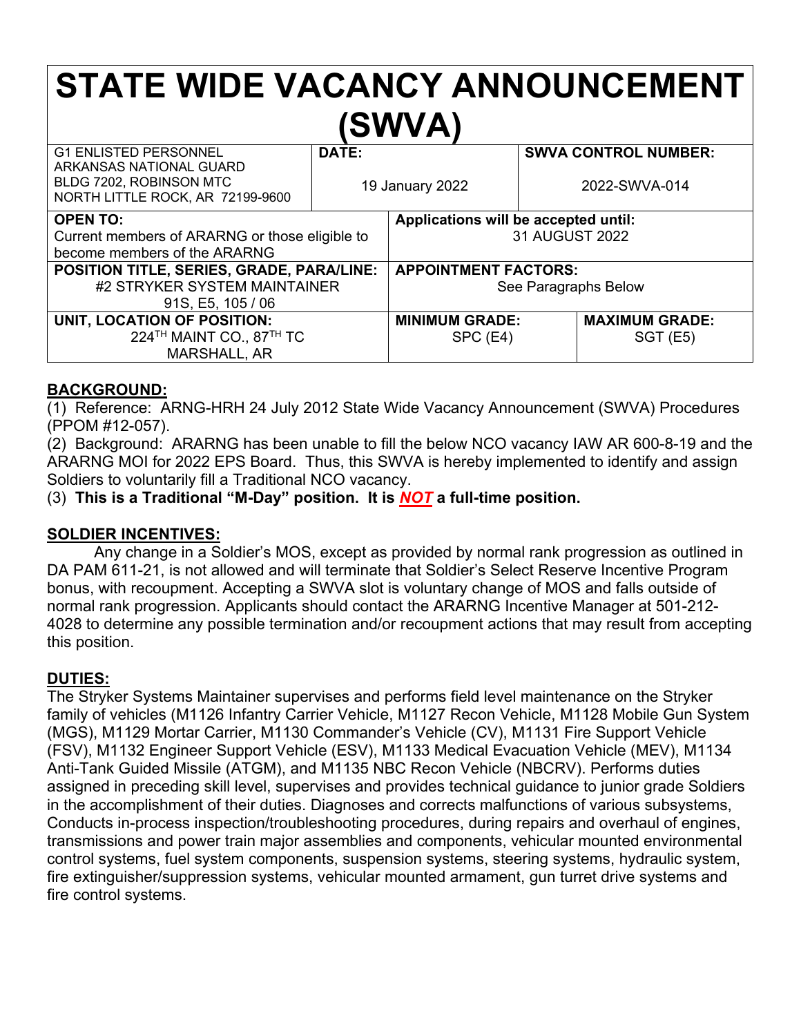# STATE WIDE VACANCY ANNOUNCEMENT (SWVA)

| G1 ENLISTED PERSONNEL<br>ARKANSAS NATIONAL GUARD<br>BLDG 7202, ROBINSON MTC<br>NORTH LITTLE ROCK, AR 72199-9600 | **DATE:**<br>19 January 2022 | **SWVA CONTROL NUMBER:**<br>2022-SWVA-014 |
|---|---|---|
| **OPEN TO:**<br>Current members of ARARNG or those eligible to become members of the ARARNG | **Applications will be accepted until:**<br>31 AUGUST 2022 | |
| **POSITION TITLE, SERIES, GRADE, PARA/LINE:**<br>#2 STRYKER SYSTEM MAINTAINER<br>91S, E5, 105 / 06 | **APPOINTMENT FACTORS:**<br>See Paragraphs Below | |
| **UNIT, LOCATION OF POSITION:**<br>224TH MAINT CO., 87TH TC<br>MARSHALL, AR | **MINIMUM GRADE:**<br>SPC (E4) | **MAXIMUM GRADE:**<br>SGT (E5) |

## BACKGROUND:

(1) Reference: ARNG-HRH 24 July 2012 State Wide Vacancy Announcement (SWVA) Procedures (PPOM #12-057).

(2) Background: ARARNG has been unable to fill the below NCO vacancy IAW AR 600-8-19 and the ARARNG MOI for 2022 EPS Board. Thus, this SWVA is hereby implemented to identify and assign Soldiers to voluntarily fill a Traditional NCO vacancy.

(3) **This is a Traditional "M-Day" position. It is *NOT* a full-time position.**

## SOLDIER INCENTIVES:

Any change in a Soldier's MOS, except as provided by normal rank progression as outlined in DA PAM 611-21, is not allowed and will terminate that Soldier's Select Reserve Incentive Program bonus, with recoupment. Accepting a SWVA slot is voluntary change of MOS and falls outside of normal rank progression. Applicants should contact the ARARNG Incentive Manager at 501-212-4028 to determine any possible termination and/or recoupment actions that may result from accepting this position.

## DUTIES:

The Stryker Systems Maintainer supervises and performs field level maintenance on the Stryker family of vehicles (M1126 Infantry Carrier Vehicle, M1127 Recon Vehicle, M1128 Mobile Gun System (MGS), M1129 Mortar Carrier, M1130 Commander's Vehicle (CV), M1131 Fire Support Vehicle (FSV), M1132 Engineer Support Vehicle (ESV), M1133 Medical Evacuation Vehicle (MEV), M1134 Anti-Tank Guided Missile (ATGM), and M1135 NBC Recon Vehicle (NBCRV). Performs duties assigned in preceding skill level, supervises and provides technical guidance to junior grade Soldiers in the accomplishment of their duties. Diagnoses and corrects malfunctions of various subsystems, Conducts in-process inspection/troubleshooting procedures, during repairs and overhaul of engines, transmissions and power train major assemblies and components, vehicular mounted environmental control systems, fuel system components, suspension systems, steering systems, hydraulic system, fire extinguisher/suppression systems, vehicular mounted armament, gun turret drive systems and fire control systems.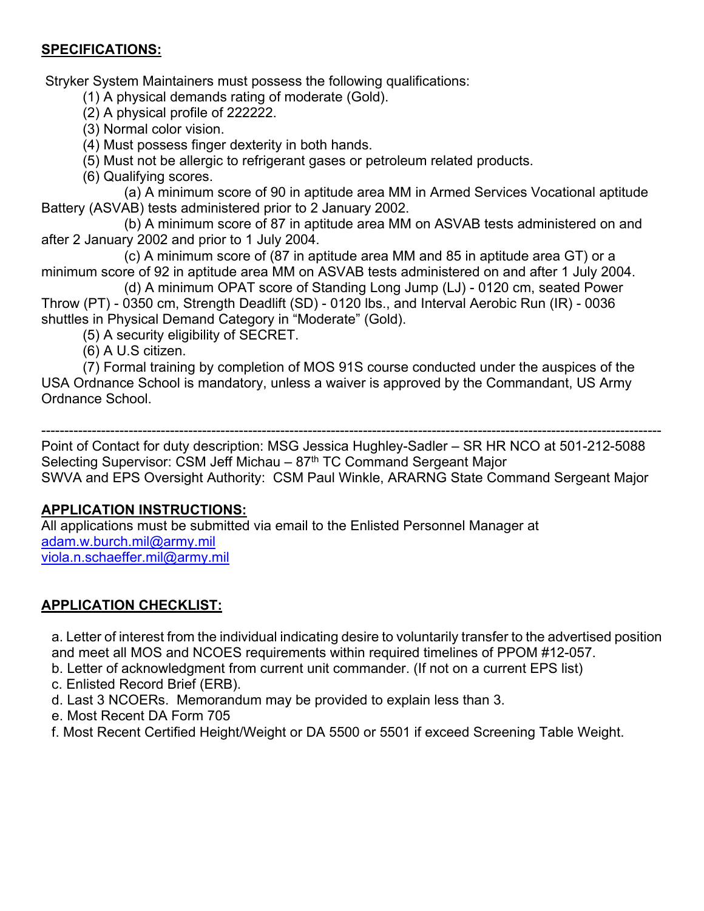**SPECIFICATIONS:**

Stryker System Maintainers must possess the following qualifications:

(1) A physical demands rating of moderate (Gold).

(2) A physical profile of 222222.

(3) Normal color vision.

(4) Must possess finger dexterity in both hands.

(5) Must not be allergic to refrigerant gases or petroleum related products.

(6) Qualifying scores.

(a) A minimum score of 90 in aptitude area MM in Armed Services Vocational aptitude Battery (ASVAB) tests administered prior to 2 January 2002.

(b) A minimum score of 87 in aptitude area MM on ASVAB tests administered on and after 2 January 2002 and prior to 1 July 2004.

(c) A minimum score of (87 in aptitude area MM and 85 in aptitude area GT) or a minimum score of 92 in aptitude area MM on ASVAB tests administered on and after 1 July 2004.

(d) A minimum OPAT score of Standing Long Jump (LJ) - 0120 cm, seated Power Throw (PT) - 0350 cm, Strength Deadlift (SD) - 0120 lbs., and Interval Aerobic Run (IR) - 0036 shuttles in Physical Demand Category in "Moderate" (Gold).

(5) A security eligibility of SECRET.

(6) A U.S citizen.

(7) Formal training by completion of MOS 91S course conducted under the auspices of the USA Ordnance School is mandatory, unless a waiver is approved by the Commandant, US Army Ordnance School.

---

Point of Contact for duty description: MSG Jessica Hughley-Sadler – SR HR NCO at 501-212-5088
Selecting Supervisor: CSM Jeff Michau – 87th TC Command Sergeant Major
SWVA and EPS Oversight Authority: CSM Paul Winkle, ARARNG State Command Sergeant Major

**APPLICATION INSTRUCTIONS:**

All applications must be submitted via email to the Enlisted Personnel Manager at
adam.w.burch.mil@army.mil
viola.n.schaeffer.mil@army.mil

**APPLICATION CHECKLIST:**

a. Letter of interest from the individual indicating desire to voluntarily transfer to the advertised position and meet all MOS and NCOES requirements within required timelines of PPOM #12-057.

b. Letter of acknowledgment from current unit commander. (If not on a current EPS list)

c. Enlisted Record Brief (ERB).

d. Last 3 NCOERs. Memorandum may be provided to explain less than 3.

e. Most Recent DA Form 705

f. Most Recent Certified Height/Weight or DA 5500 or 5501 if exceed Screening Table Weight.